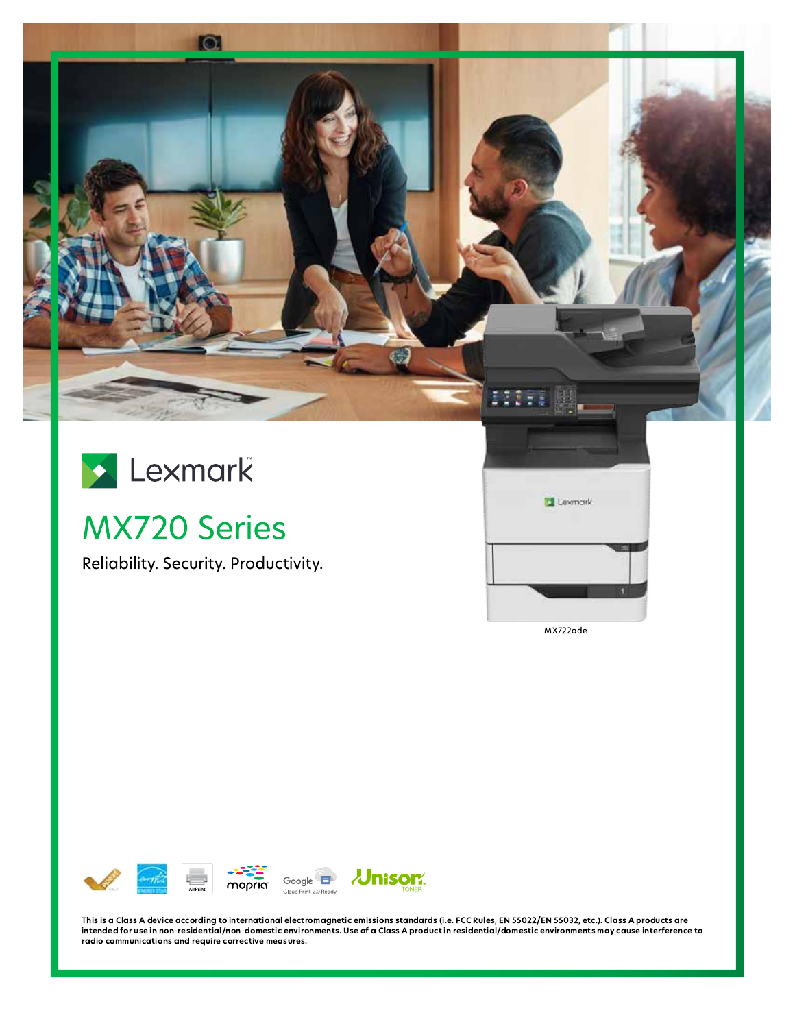Lexmark

# MX720 Series

Reliability. Security. Productivity.

MX722ade

This is a Class A device according to international electromagnetic emissions standards (i.e. FCC Rules, EN 55022/EN 55032, etc.). Class A products are intended for use in non-residential/non-domestic environments. Use of a Class A product in residential/domestic environments may cause interference to radio communications and require corrective measures.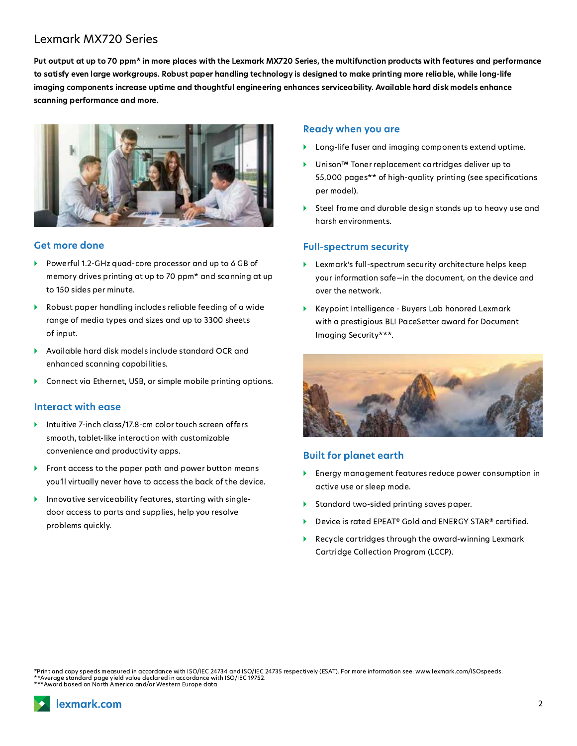# Lexmark MX720 Series

**Put output at up to 70 ppm* in more places with the Lexmark MX720 Series, the multifunction products with features and performance to satisfy even large workgroups. Robust paper handling technology is designed to make printing more reliable, while long-life imaging components increase uptime and thoughtful engineering enhances serviceability. Available hard disk models enhance scanning performance and more.**

## Get more done

- Powerful 1.2-GHz quad-core processor and up to 6 GB of memory drives printing at up to 70 ppm* and scanning at up to 150 sides per minute.
- Robust paper handling includes reliable feeding of a wide range of media types and sizes and up to 3300 sheets of input.
- Available hard disk models include standard OCR and enhanced scanning capabilities.
- Connect via Ethernet, USB, or simple mobile printing options.

## Interact with ease

- Intuitive 7-inch class/17.8-cm color touch screen offers smooth, tablet-like interaction with customizable convenience and productivity apps.
- Front access to the paper path and power button means you'll virtually never have to access the back of the device.
- Innovative serviceability features, starting with single-door access to parts and supplies, help you resolve problems quickly.

## Ready when you are

- Long-life fuser and imaging components extend uptime.
- Unison™ Toner replacement cartridges deliver up to 55,000 pages** of high-quality printing (see specifications per model).
- Steel frame and durable design stands up to heavy use and harsh environments.

## Full-spectrum security

- Lexmark's full-spectrum security architecture helps keep your information safe—in the document, on the device and over the network.
- Keypoint Intelligence - Buyers Lab honored Lexmark with a prestigious BLI PaceSetter award for Document Imaging Security***.

## Built for planet earth

- Energy management features reduce power consumption in active use or sleep mode.
- Standard two-sided printing saves paper.
- Device is rated EPEAT® Gold and ENERGY STAR® certified.
- Recycle cartridges through the award-winning Lexmark Cartridge Collection Program (LCCP).

*Print and copy speeds measured in accordance with ISO/IEC 24734 and ISO/IEC 24735 respectively (ESAT). For more information see: www.lexmark.com/ISOspeeds.
**Average standard page yield value declared in accordance with ISO/IEC 19752.
***Award based on North America and/or Western Europe data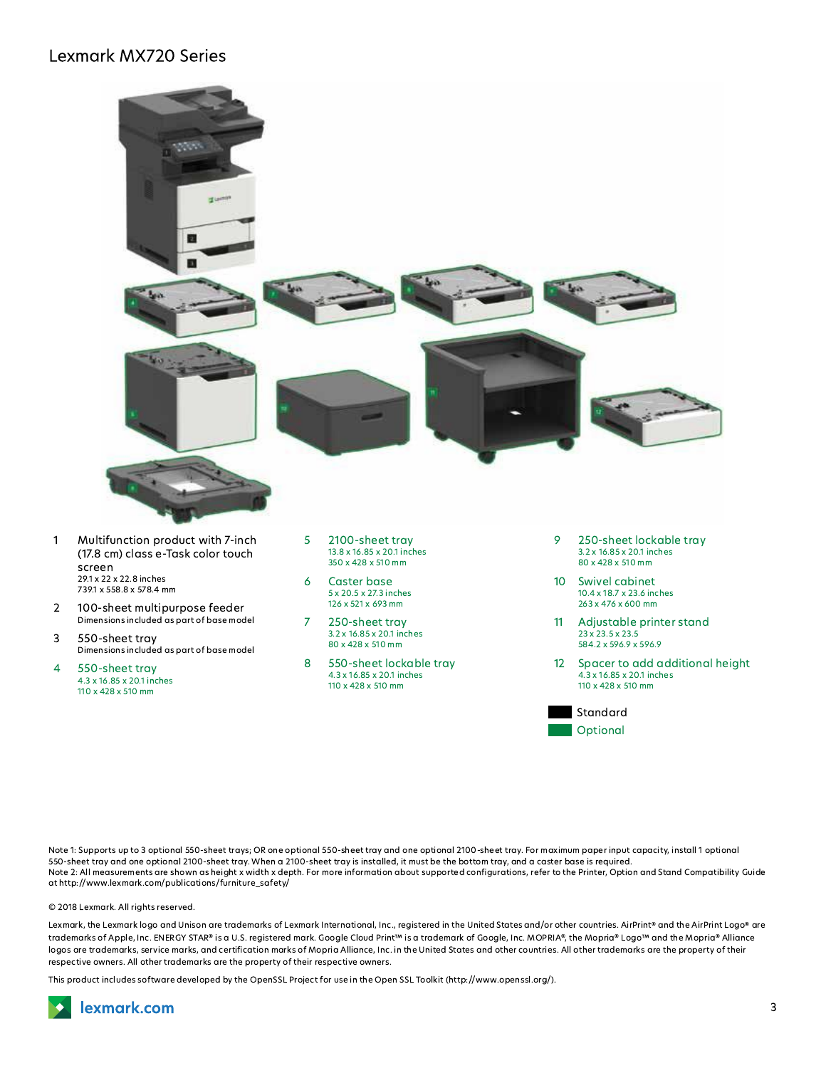# Lexmark MX720 Series

1. Multifunction product with 7-inch (17.8 cm) class e-Task color touch screen
   29.1 x 22 x 22.8 inches
   739.1 x 558.8 x 578.4 mm
2. 100-sheet multipurpose feeder
   Dimensions included as part of base model
3. 550-sheet tray
   Dimensions included as part of base model
4. 550-sheet tray
   4.3 x 16.85 x 20.1 inches
   110 x 428 x 510 mm
5. 2100-sheet tray
   13.8 x 16.85 x 20.1 inches
   350 x 428 x 510 mm
6. Caster base
   5 x 20.5 x 27.3 inches
   126 x 521 x 693 mm
7. 250-sheet tray
   3.2 x 16.85 x 20.1 inches
   80 x 428 x 510 mm
8. 550-sheet lockable tray
   4.3 x 16.85 x 20.1 inches
   110 x 428 x 510 mm
9. 250-sheet lockable tray
   3.2 x 16.85 x 20.1 inches
   80 x 428 x 510 mm
10. Swivel cabinet
    10.4 x 18.7 x 23.6 inches
    263 x 476 x 600 mm
11. Adjustable printer stand
    23 x 23.5 x 23.5
    584.2 x 596.9 x 596.9
12. Spacer to add additional height
    4.3 x 16.85 x 20.1 inches
    110 x 428 x 510 mm

Standard

Optional

Note 1: Supports up to 3 optional 550-sheet trays; OR one optional 550-sheet tray and one optional 2100-sheet tray. For maximum paper input capacity, install 1 optional 550-sheet tray and one optional 2100-sheet tray. When a 2100-sheet tray is installed, it must be the bottom tray, and a caster base is required.
Note 2: All measurements are shown as height x width x depth. For more information about supported configurations, refer to the Printer, Option and Stand Compatibility Guide at http://www.lexmark.com/publications/furniture_safety/

© 2018 Lexmark. All rights reserved.

Lexmark, the Lexmark logo and Unison are trademarks of Lexmark International, Inc., registered in the United States and/or other countries. AirPrint® and the AirPrint Logo® are trademarks of Apple, Inc. ENERGY STAR® is a U.S. registered mark. Google Cloud Print™ is a trademark of Google, Inc. MOPRIA®, the Mopria® Logo™ and the Mopria® Alliance logos are trademarks, service marks, and certification marks of Mopria Alliance, Inc. in the United States and other countries. All other trademarks are the property of their respective owners. All other trademarks are the property of their respective owners.

This product includes software developed by the OpenSSL Project for use in the Open SSL Toolkit (http://www.openssl.org/).

lexmark.com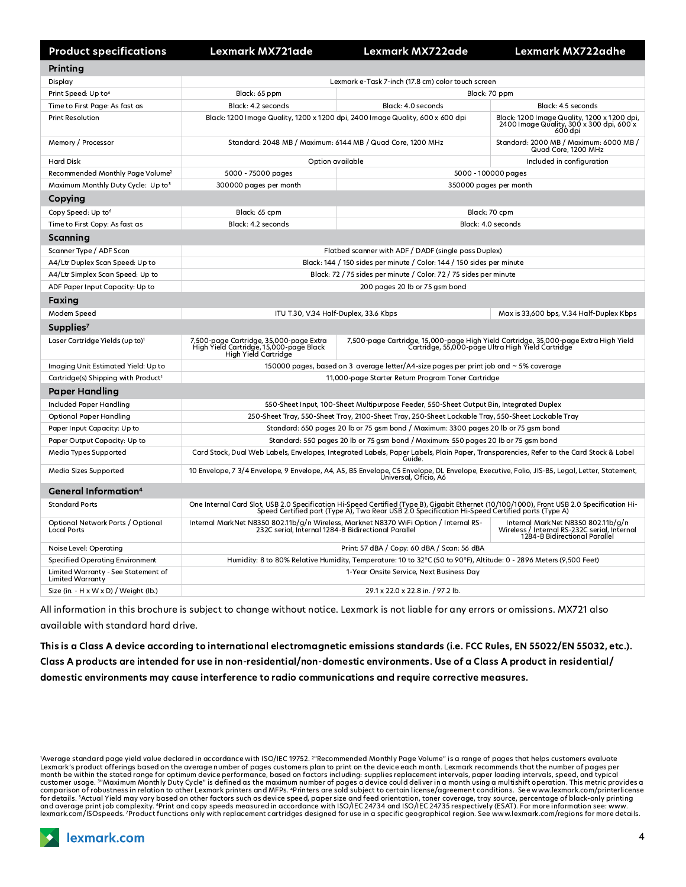| Product specifications | Lexmark MX721ade | Lexmark MX722ade | Lexmark MX722adhe |
|---|---|---|---|
| **Printing** | | | |
| Display | Lexmark e-Task 7-inch (17.8 cm) color touch screen | | |
| Print Speed: Up to[6] | Black: 65 ppm | Black: 70 ppm | |
| Time to First Page: As fast as | Black: 4.2 seconds | Black: 4.0 seconds | Black: 4.5 seconds |
| Print Resolution | Black: 1200 Image Quality, 1200 x 1200 dpi, 2400 Image Quality, 600 x 600 dpi | | Black: 1200 Image Quality, 1200 x 1200 dpi, 2400 Image Quality, 300 x 300 dpi, 600 x 600 dpi |
| Memory / Processor | Standard: 2048 MB / Maximum: 6144 MB / Quad Core, 1200 MHz | | Standard: 2000 MB / Maximum: 6000 MB / Quad Core, 1200 MHz |
| Hard Disk | Option available | | Included in configuration |
| Recommended Monthly Page Volume[2] | 5000 - 75000 pages | 5000 - 100000 pages | |
| Maximum Monthly Duty Cycle: Up to[3] | 300000 pages per month | 350000 pages per month | |
| **Copying** | | | |
| Copy Speed: Up to[6] | Black: 65 cpm | Black: 70 cpm | |
| Time to First Copy: As fast as | Black: 4.2 seconds | Black: 4.0 seconds | |
| **Scanning** | | | |
| Scanner Type / ADF Scan | Flatbed scanner with ADF / DADF (single pass Duplex) | | |
| A4/Ltr Duplex Scan Speed: Up to | Black: 144 / 150 sides per minute / Color: 144 / 150 sides per minute | | |
| A4/Ltr Simplex Scan Speed: Up to | Black: 72 / 75 sides per minute / Color: 72 / 75 sides per minute | | |
| ADF Paper Input Capacity: Up to | 200 pages 20 lb or 75 gsm bond | | |
| **Faxing** | | | |
| Modem Speed | ITU T.30, V.34 Half-Duplex, 33.6 Kbps | | Max is 33,600 bps, V.34 Half-Duplex Kbps |
| **Supplies[7]** | | | |
| Laser Cartridge Yields (up to)[1] | 7,500-page Cartridge, 35,000-page Extra High Yield Cartridge, 15,000-page Black High Yield Cartridge | 7,500-page Cartridge, 15,000-page High Yield Cartridge, 35,000-page Extra High Yield Cartridge, 55,000-page Ultra High Yield Cartridge | |
| Imaging Unit Estimated Yield: Up to | 150000 pages, based on 3 average letter/A4-size pages per print job and ~ 5% coverage | | |
| Cartridge(s) Shipping with Product[1] | 11,000-page Starter Return Program Toner Cartridge | | |
| **Paper Handling** | | | |
| Included Paper Handling | 550-Sheet Input, 100-Sheet Multipurpose Feeder, 550-Sheet Output Bin, Integrated Duplex | | |
| Optional Paper Handling | 250-Sheet Tray, 550-Sheet Tray, 2100-Sheet Tray, 250-Sheet Lockable Tray, 550-Sheet Lockable Tray | | |
| Paper Input Capacity: Up to | Standard: 650 pages 20 lb or 75 gsm bond / Maximum: 3300 pages 20 lb or 75 gsm bond | | |
| Paper Output Capacity: Up to | Standard: 550 pages 20 lb or 75 gsm bond / Maximum: 550 pages 20 lb or 75 gsm bond | | |
| Media Types Supported | Card Stock, Dual Web Labels, Envelopes, Integrated Labels, Paper Labels, Plain Paper, Transparencies, Refer to the Card Stock & Label Guide. | | |
| Media Sizes Supported | 10 Envelope, 7 3/4 Envelope, 9 Envelope, A4, A5, B5 Envelope, C5 Envelope, DL Envelope, Executive, Folio, JIS-B5, Legal, Letter, Statement, Universal, Oficio, A6 | | |
| **General Information[4]** | | | |
| Standard Ports | One Internal Card Slot, USB 2.0 Specification Hi-Speed Certified (Type B), Gigabit Ethernet (10/100/1000), Front USB 2.0 Specification Hi-Speed Certified port (Type A), Two Rear USB 2.0 Specification Hi-Speed Certified ports (Type A) | | |
| Optional Network Ports / Optional Local Ports | Internal MarkNet N8350 802.11b/g/n Wireless, Marknet N8370 WiFi Option / Internal RS-232C serial, Internal 1284-B Bidirectional Parallel | | Internal MarkNet N8350 802.11b/g/n Wireless / Internal RS-232C serial, Internal 1284-B Bidirectional Parallel |
| Noise Level: Operating | Print: 57 dBA / Copy: 60 dBA / Scan: 56 dBA | | |
| Specified Operating Environment | Humidity: 8 to 80% Relative Humidity, Temperature: 10 to 32°C (50 to 90°F), Altitude: 0 - 2896 Meters (9,500 Feet) | | |
| Limited Warranty - See Statement of Limited Warranty | 1-Year Onsite Service, Next Business Day | | |
| Size (in. - H x W x D) / Weight (lb.) | 29.1 x 22.0 x 22.8 in. / 97.2 lb. | | |

All information in this brochure is subject to change without notice. Lexmark is not liable for any errors or omissions. MX721 also available with standard hard drive.

**This is a Class A device according to international electromagnetic emissions standards (i.e. FCC Rules, EN 55022/EN 55032, etc.). Class A products are intended for use in non-residential/non-domestic environments. Use of a Class A product in residential/domestic environments may cause interference to radio communications and require corrective measures.**

[1]Average standard page yield value declared in accordance with ISO/IEC 19752. [2]"Recommended Monthly Page Volume" is a range of pages that helps customers evaluate Lexmark's product offerings based on the average number of pages customers plan to print on the device each month. Lexmark recommends that the number of pages per month be within the stated range for optimum device performance, based on factors including: supplies replacement intervals, paper loading intervals, speed, and typical customer usage. [3]"Maximum Monthly Duty Cycle" is defined as the maximum number of pages a device could deliver in a month using a multishift operation. This metric provides a comparison of robustness in relation to other Lexmark printers and MFPs. [4]Printers are sold subject to certain license/agreement conditions. See www.lexmark.com/printerlicense for details. [5]Actual Yield may vary based on other factors such as device speed, paper size and feed orientation, toner coverage, tray source, percentage of black-only printing and average print job complexity. [6]Print and copy speeds measured in accordance with ISO/IEC 24734 and ISO/IEC 24735 respectively (ESAT). For more information see: www.lexmark.com/ISOspeeds. [7]Product functions only with replacement cartridges designed for use in a specific geographical region. See www.lexmark.com/regions for more details.

lexmark.com